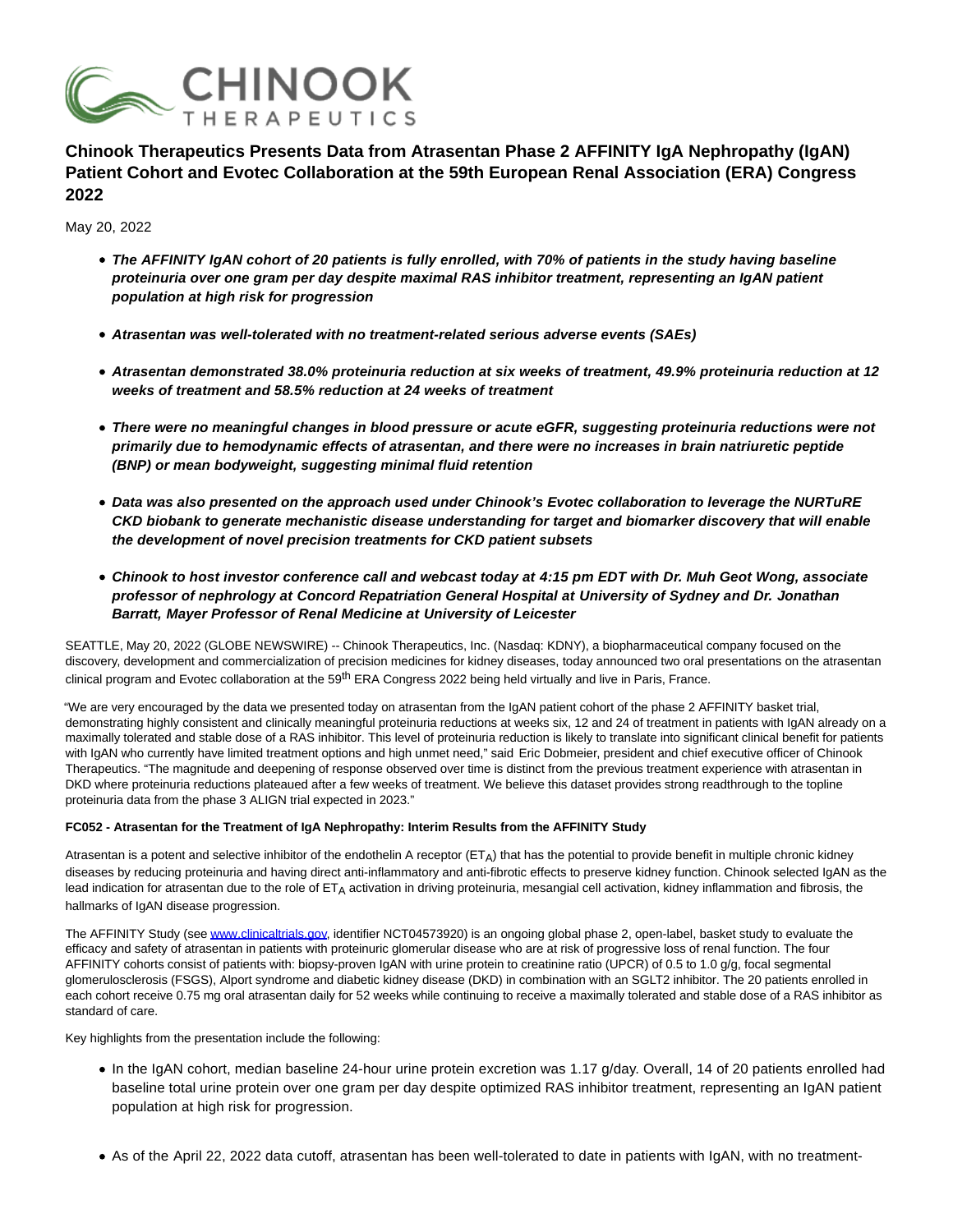# Chinook Therapeutics Presents Data from Atrasentan Phase 2 AFFINITY IgA Nephropathy (IgAN) Patient Cohort and Evotec Collaboration at the 59th European Renal Association (ERA) Congress 2022

May 20, 2022

- ***The AFFINITY IgAN cohort of 20 patients is fully enrolled, with 70% of patients in the study having baseline proteinuria over one gram per day despite maximal RAS inhibitor treatment, representing an IgAN patient population at high risk for progression***
- ***Atrasentan was well-tolerated with no treatment-related serious adverse events (SAEs)***
- ***Atrasentan demonstrated 38.0% proteinuria reduction at six weeks of treatment, 49.9% proteinuria reduction at 12 weeks of treatment and 58.5% reduction at 24 weeks of treatment***
- ***There were no meaningful changes in blood pressure or acute eGFR, suggesting proteinuria reductions were not primarily due to hemodynamic effects of atrasentan, and there were no increases in brain natriuretic peptide (BNP) or mean bodyweight, suggesting minimal fluid retention***
- ***Data was also presented on the approach used under Chinook's Evotec collaboration to leverage the NURTuRE CKD biobank to generate mechanistic disease understanding for target and biomarker discovery that will enable the development of novel precision treatments for CKD patient subsets***
- ***Chinook to host investor conference call and webcast today at 4:15 pm EDT with Dr. Muh Geot Wong, associate professor of nephrology at Concord Repatriation General Hospital at University of Sydney and Dr. Jonathan Barratt, Mayer Professor of Renal Medicine at University of Leicester***

SEATTLE, May 20, 2022 (GLOBE NEWSWIRE) -- Chinook Therapeutics, Inc. (Nasdaq: KDNY), a biopharmaceutical company focused on the discovery, development and commercialization of precision medicines for kidney diseases, today announced two oral presentations on the atrasentan clinical program and Evotec collaboration at the 59th ERA Congress 2022 being held virtually and live in Paris, France.

"We are very encouraged by the data we presented today on atrasentan from the IgAN patient cohort of the phase 2 AFFINITY basket trial, demonstrating highly consistent and clinically meaningful proteinuria reductions at weeks six, 12 and 24 of treatment in patients with IgAN already on a maximally tolerated and stable dose of a RAS inhibitor. This level of proteinuria reduction is likely to translate into significant clinical benefit for patients with IgAN who currently have limited treatment options and high unmet need," said Eric Dobmeier, president and chief executive officer of Chinook Therapeutics. "The magnitude and deepening of response observed over time is distinct from the previous treatment experience with atrasentan in DKD where proteinuria reductions plateaued after a few weeks of treatment. We believe this dataset provides strong readthrough to the topline proteinuria data from the phase 3 ALIGN trial expected in 2023."

**FC052 - Atrasentan for the Treatment of IgA Nephropathy: Interim Results from the AFFINITY Study**

Atrasentan is a potent and selective inhibitor of the endothelin A receptor ($ET_A$) that has the potential to provide benefit in multiple chronic kidney diseases by reducing proteinuria and having direct anti-inflammatory and anti-fibrotic effects to preserve kidney function. Chinook selected IgAN as the lead indication for atrasentan due to the role of $ET_A$ activation in driving proteinuria, mesangial cell activation, kidney inflammation and fibrosis, the hallmarks of IgAN disease progression.

The AFFINITY Study (see www.clinicaltrials.gov, identifier NCT04573920) is an ongoing global phase 2, open-label, basket study to evaluate the efficacy and safety of atrasentan in patients with proteinuric glomerular disease who are at risk of progressive loss of renal function. The four AFFINITY cohorts consist of patients with: biopsy-proven IgAN with urine protein to creatinine ratio (UPCR) of 0.5 to 1.0 g/g, focal segmental glomerulosclerosis (FSGS), Alport syndrome and diabetic kidney disease (DKD) in combination with an SGLT2 inhibitor. The 20 patients enrolled in each cohort receive 0.75 mg oral atrasentan daily for 52 weeks while continuing to receive a maximally tolerated and stable dose of a RAS inhibitor as standard of care.

Key highlights from the presentation include the following:

- In the IgAN cohort, median baseline 24-hour urine protein excretion was 1.17 g/day. Overall, 14 of 20 patients enrolled had baseline total urine protein over one gram per day despite optimized RAS inhibitor treatment, representing an IgAN patient population at high risk for progression.
- As of the April 22, 2022 data cutoff, atrasentan has been well-tolerated to date in patients with IgAN, with no treatment-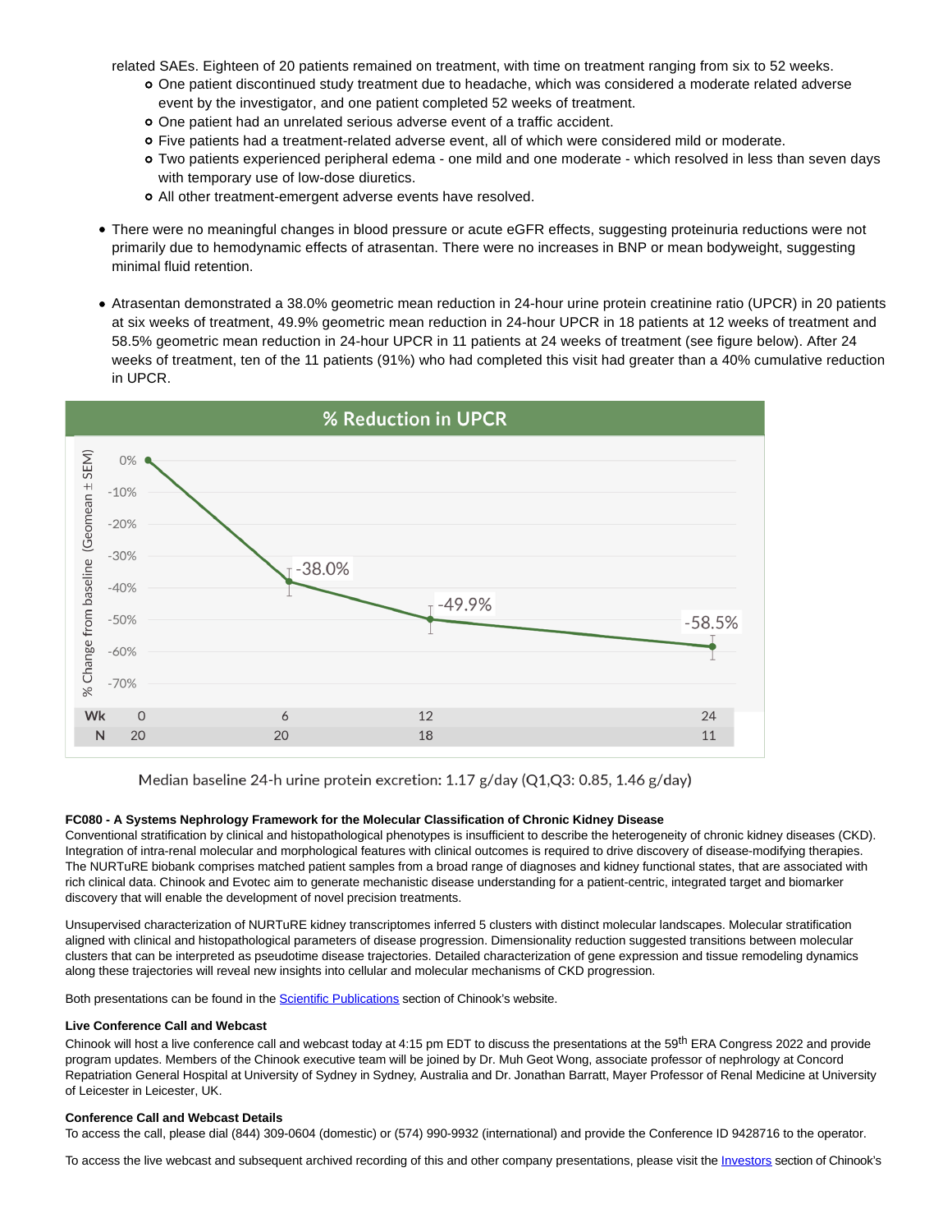related SAEs. Eighteen of 20 patients remained on treatment, with time on treatment ranging from six to 52 weeks.
  - One patient discontinued study treatment due to headache, which was considered a moderate related adverse event by the investigator, and one patient completed 52 weeks of treatment.
  - One patient had an unrelated serious adverse event of a traffic accident.
  - Five patients had a treatment-related adverse event, all of which were considered mild or moderate.
  - Two patients experienced peripheral edema - one mild and one moderate - which resolved in less than seven days with temporary use of low-dose diuretics.
  - All other treatment-emergent adverse events have resolved.

- There were no meaningful changes in blood pressure or acute eGFR effects, suggesting proteinuria reductions were not primarily due to hemodynamic effects of atrasentan. There were no increases in BNP or mean bodyweight, suggesting minimal fluid retention.

- Atrasentan demonstrated a 38.0% geometric mean reduction in 24-hour urine protein creatinine ratio (UPCR) in 20 patients at six weeks of treatment, 49.9% geometric mean reduction in 24-hour UPCR in 18 patients at 12 weeks of treatment and 58.5% geometric mean reduction in 24-hour UPCR in 11 patients at 24 weeks of treatment (see figure below). After 24 weeks of treatment, ten of the 11 patients (91%) who had completed this visit had greater than a 40% cumulative reduction in UPCR.

**% Reduction in UPCR**

% Change from baseline (Geomean ± SEM)

| Wk | 0 | 6 | 12 | 24 |
|---|---|---|---|---|
| % Change | 0% | -38.0% | -49.9% | -58.5% |
| N | 20 | 20 | 18 | 11 |

Median baseline 24-h urine protein excretion: 1.17 g/day (Q1,Q3: 0.85, 1.46 g/day)

**FC080 - A Systems Nephrology Framework for the Molecular Classification of Chronic Kidney Disease**

Conventional stratification by clinical and histopathological phenotypes is insufficient to describe the heterogeneity of chronic kidney diseases (CKD). Integration of intra-renal molecular and morphological features with clinical outcomes is required to drive discovery of disease-modifying therapies. The NURTuRE biobank comprises matched patient samples from a broad range of diagnoses and kidney functional states, that are associated with rich clinical data. Chinook and Evotec aim to generate mechanistic disease understanding for a patient-centric, integrated target and biomarker discovery that will enable the development of novel precision treatments.

Unsupervised characterization of NURTuRE kidney transcriptomes inferred 5 clusters with distinct molecular landscapes. Molecular stratification aligned with clinical and histopathological parameters of disease progression. Dimensionality reduction suggested transitions between molecular clusters that can be interpreted as pseudotime disease trajectories. Detailed characterization of gene expression and tissue remodeling dynamics along these trajectories will reveal new insights into cellular and molecular mechanisms of CKD progression.

Both presentations can be found in the Scientific Publications section of Chinook's website.

**Live Conference Call and Webcast**

Chinook will host a live conference call and webcast today at 4:15 pm EDT to discuss the presentations at the 59th ERA Congress 2022 and provide program updates. Members of the Chinook executive team will be joined by Dr. Muh Geot Wong, associate professor of nephrology at Concord Repatriation General Hospital at University of Sydney in Sydney, Australia and Dr. Jonathan Barratt, Mayer Professor of Renal Medicine at University of Leicester in Leicester, UK.

**Conference Call and Webcast Details**

To access the call, please dial (844) 309-0604 (domestic) or (574) 990-9932 (international) and provide the Conference ID 9428716 to the operator.

To access the live webcast and subsequent archived recording of this and other company presentations, please visit the Investors section of Chinook's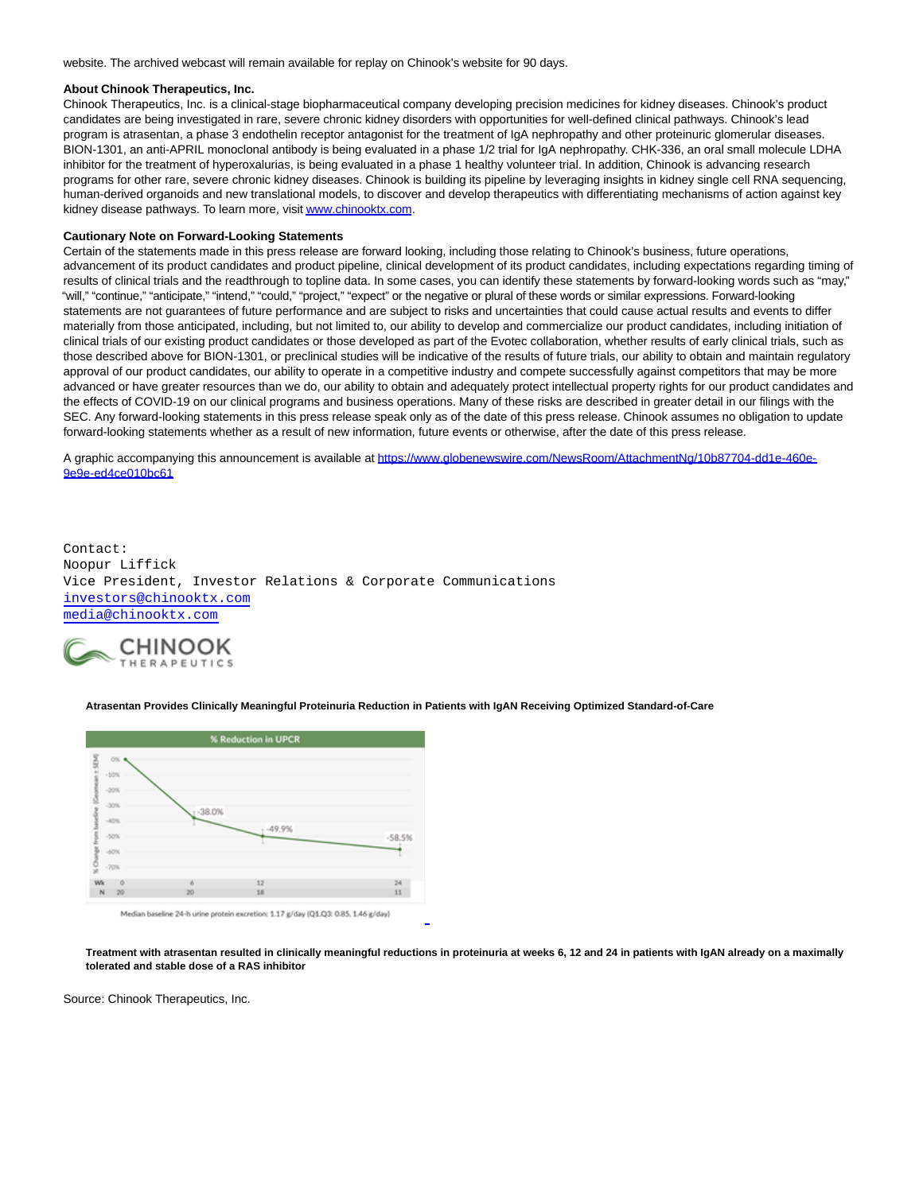website. The archived webcast will remain available for replay on Chinook's website for 90 days.

**About Chinook Therapeutics, Inc.**

Chinook Therapeutics, Inc. is a clinical-stage biopharmaceutical company developing precision medicines for kidney diseases. Chinook's product candidates are being investigated in rare, severe chronic kidney disorders with opportunities for well-defined clinical pathways. Chinook's lead program is atrasentan, a phase 3 endothelin receptor antagonist for the treatment of IgA nephropathy and other proteinuric glomerular diseases. BION-1301, an anti-APRIL monoclonal antibody is being evaluated in a phase 1/2 trial for IgA nephropathy. CHK-336, an oral small molecule LDHA inhibitor for the treatment of hyperoxalurias, is being evaluated in a phase 1 healthy volunteer trial. In addition, Chinook is advancing research programs for other rare, severe chronic kidney diseases. Chinook is building its pipeline by leveraging insights in kidney single cell RNA sequencing, human-derived organoids and new translational models, to discover and develop therapeutics with differentiating mechanisms of action against key kidney disease pathways. To learn more, visit [www.chinooktx.com](www.chinooktx.com).

**Cautionary Note on Forward-Looking Statements**

Certain of the statements made in this press release are forward looking, including those relating to Chinook's business, future operations, advancement of its product candidates and product pipeline, clinical development of its product candidates, including expectations regarding timing of results of clinical trials and the readthrough to topline data. In some cases, you can identify these statements by forward-looking words such as "may," "will," "continue," "anticipate," "intend," "could," "project," "expect" or the negative or plural of these words or similar expressions. Forward-looking statements are not guarantees of future performance and are subject to risks and uncertainties that could cause actual results and events to differ materially from those anticipated, including, but not limited to, our ability to develop and commercialize our product candidates, including initiation of clinical trials of our existing product candidates or those developed as part of the Evotec collaboration, whether results of early clinical trials, such as those described above for BION-1301, or preclinical studies will be indicative of the results of future trials, our ability to obtain and maintain regulatory approval of our product candidates, our ability to operate in a competitive industry and compete successfully against competitors that may be more advanced or have greater resources than we do, our ability to obtain and adequately protect intellectual property rights for our product candidates and the effects of COVID-19 on our clinical programs and business operations. Many of these risks are described in greater detail in our filings with the SEC. Any forward-looking statements in this press release speak only as of the date of this press release. Chinook assumes no obligation to update forward-looking statements whether as a result of new information, future events or otherwise, after the date of this press release.

A graphic accompanying this announcement is available at [https://www.globenewswire.com/NewsRoom/AttachmentNg/10b87704-dd1e-460e-9e9e-ed4ce010bc61](https://www.globenewswire.com/NewsRoom/AttachmentNg/10b87704-dd1e-460e-9e9e-ed4ce010bc61)

```
Contact:
Noopur Liffick
Vice President, Investor Relations & Corporate Communications
investors@chinooktx.com
media@chinooktx.com
```

CHINOOK THERAPEUTICS

**Atrasentan Provides Clinically Meaningful Proteinuria Reduction in Patients with IgAN Receiving Optimized Standard-of-Care**

% Reduction in UPCR

% Change from baseline (Geomean ± SEM)

0%, -10%, -20%, -30%, -40%, -50%, -60%, -70%

-38.0%
-49.9%
-58.5%

Wk: 0, 6, 12, 24
N: 20, 20, 18, 11

Median baseline 24-h urine protein excretion: 1.17 g/day (Q1,Q3: 0.85, 1.46 g/day)

**Treatment with atrasentan resulted in clinically meaningful reductions in proteinuria at weeks 6, 12 and 24 in patients with IgAN already on a maximally tolerated and stable dose of a RAS inhibitor**

Source: Chinook Therapeutics, Inc.